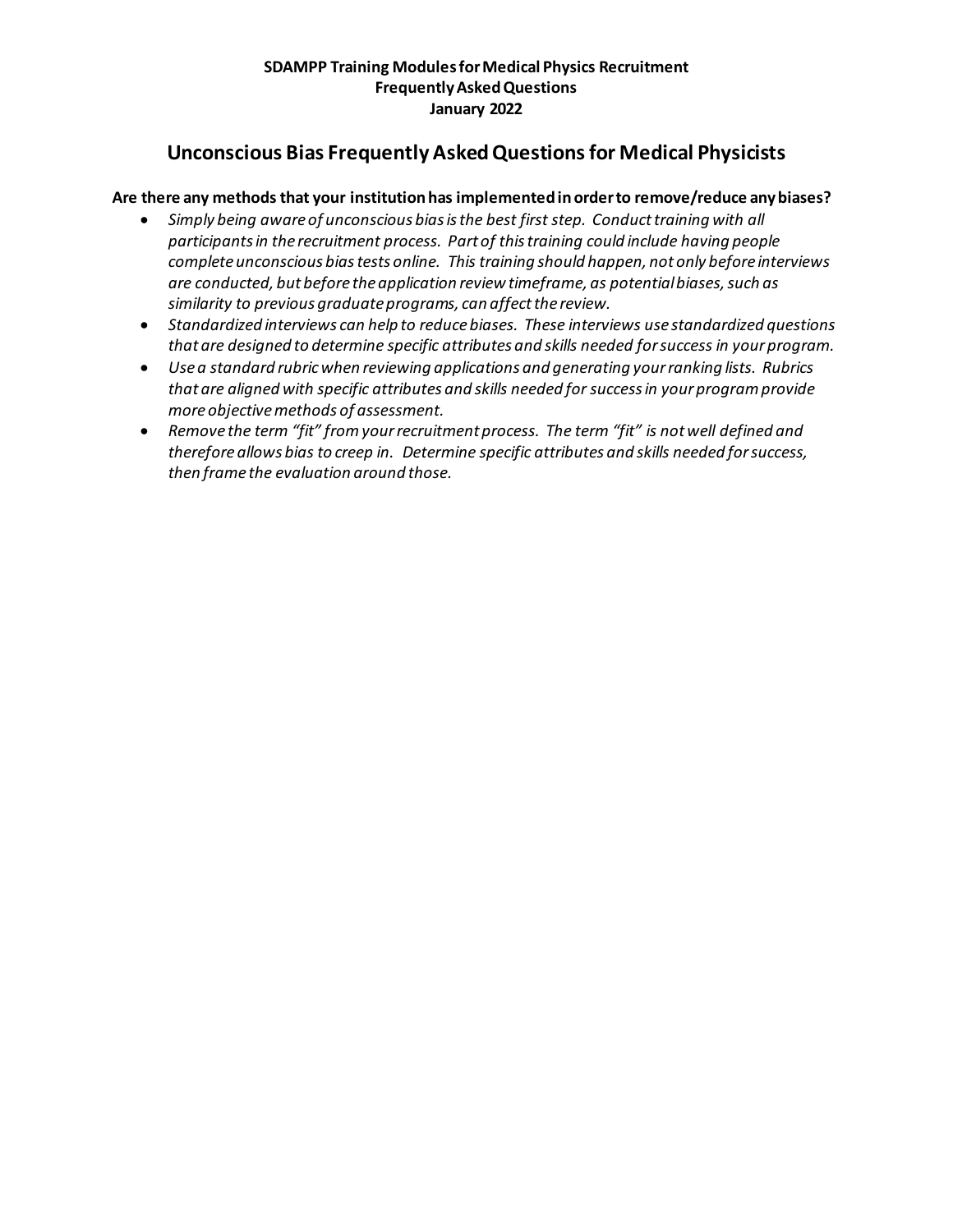**SDAMPP Training Modules for Medical Physics Recruitment**
**Frequently Asked Questions**
**January 2022**

# Unconscious Bias Frequently Asked Questions for Medical Physicists

**Are there any methods that your institution has implemented in order to remove/reduce any biases?**

- *Simply being aware of unconscious bias is the best first step. Conduct training with all participants in the recruitment process. Part of this training could include having people complete unconscious bias tests online. This training should happen, not only before interviews are conducted, but before the application review timeframe, as potential biases, such as similarity to previous graduate programs, can affect the review.*
- *Standardized interviews can help to reduce biases. These interviews use standardized questions that are designed to determine specific attributes and skills needed for success in your program.*
- *Use a standard rubric when reviewing applications and generating your ranking lists. Rubrics that are aligned with specific attributes and skills needed for success in your program provide more objective methods of assessment.*
- *Remove the term "fit" from your recruitment process. The term "fit" is not well defined and therefore allows bias to creep in. Determine specific attributes and skills needed for success, then frame the evaluation around those.*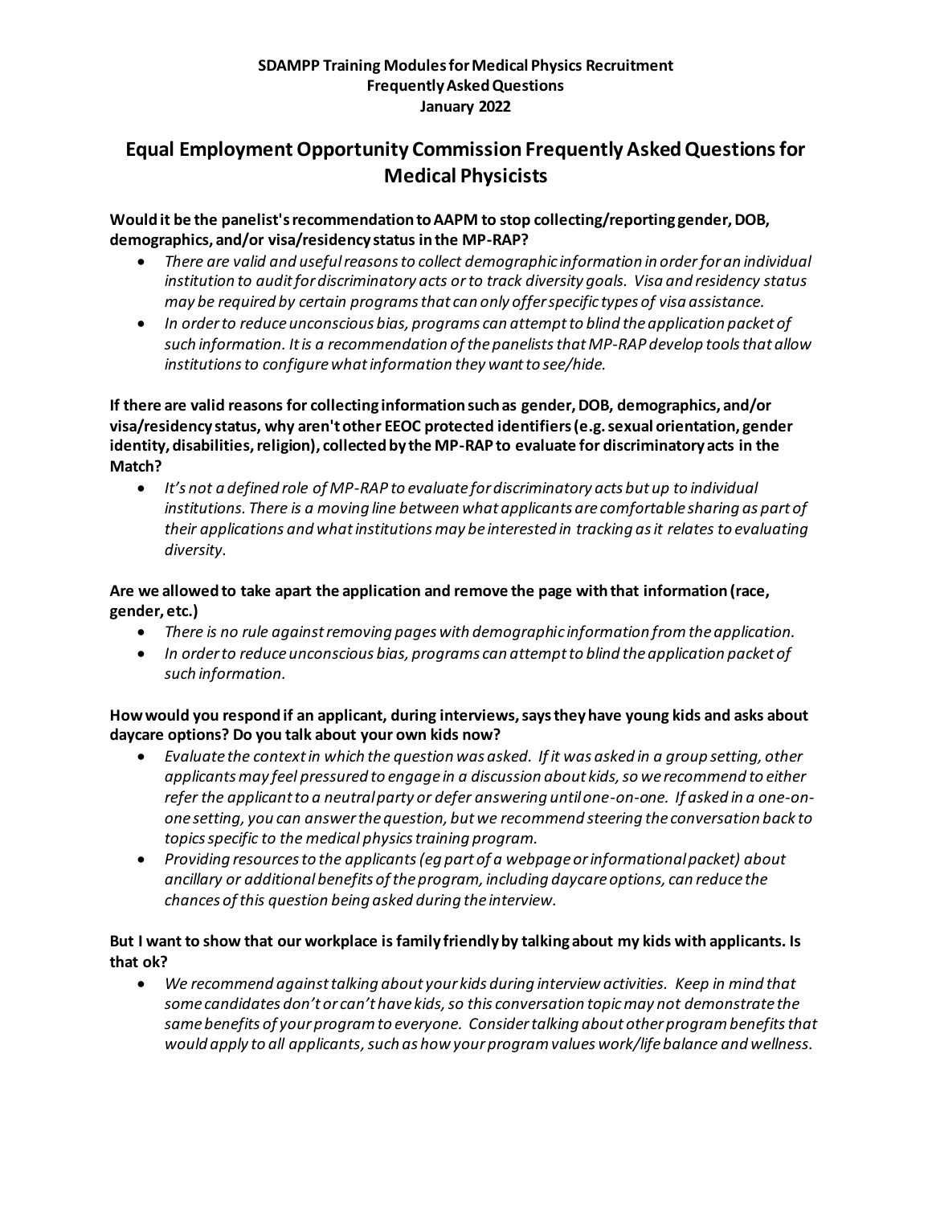**SDAMPP Training Modules for Medical Physics Recruitment**
**Frequently Asked Questions**
**January 2022**

# Equal Employment Opportunity Commission Frequently Asked Questions for Medical Physicists

**Would it be the panelist's recommendation to AAPM to stop collecting/reporting gender, DOB, demographics, and/or visa/residency status in the MP-RAP?**

- *There are valid and useful reasons to collect demographic information in order for an individual institution to audit for discriminatory acts or to track diversity goals. Visa and residency status may be required by certain programs that can only offer specific types of visa assistance.*
- *In order to reduce unconscious bias, programs can attempt to blind the application packet of such information. It is a recommendation of the panelists that MP-RAP develop tools that allow institutions to configure what information they want to see/hide.*

**If there are valid reasons for collecting information such as gender, DOB, demographics, and/or visa/residency status, why aren't other EEOC protected identifiers (e.g. sexual orientation, gender identity, disabilities, religion), collected by the MP-RAP to evaluate for discriminatory acts in the Match?**

- *It's not a defined role of MP-RAP to evaluate for discriminatory acts but up to individual institutions. There is a moving line between what applicants are comfortable sharing as part of their applications and what institutions may be interested in tracking as it relates to evaluating diversity.*

**Are we allowed to take apart the application and remove the page with that information (race, gender, etc.)**

- *There is no rule against removing pages with demographic information from the application.*
- *In order to reduce unconscious bias, programs can attempt to blind the application packet of such information.*

**How would you respond if an applicant, during interviews, says they have young kids and asks about daycare options? Do you talk about your own kids now?**

- *Evaluate the context in which the question was asked. If it was asked in a group setting, other applicants may feel pressured to engage in a discussion about kids, so we recommend to either refer the applicant to a neutral party or defer answering until one-on-one. If asked in a one-on-one setting, you can answer the question, but we recommend steering the conversation back to topics specific to the medical physics training program.*
- *Providing resources to the applicants (eg part of a webpage or informational packet) about ancillary or additional benefits of the program, including daycare options, can reduce the chances of this question being asked during the interview.*

**But I want to show that our workplace is family friendly by talking about my kids with applicants. Is that ok?**

- *We recommend against talking about your kids during interview activities. Keep in mind that some candidates don't or can't have kids, so this conversation topic may not demonstrate the same benefits of your program to everyone. Consider talking about other program benefits that would apply to all applicants, such as how your program values work/life balance and wellness.*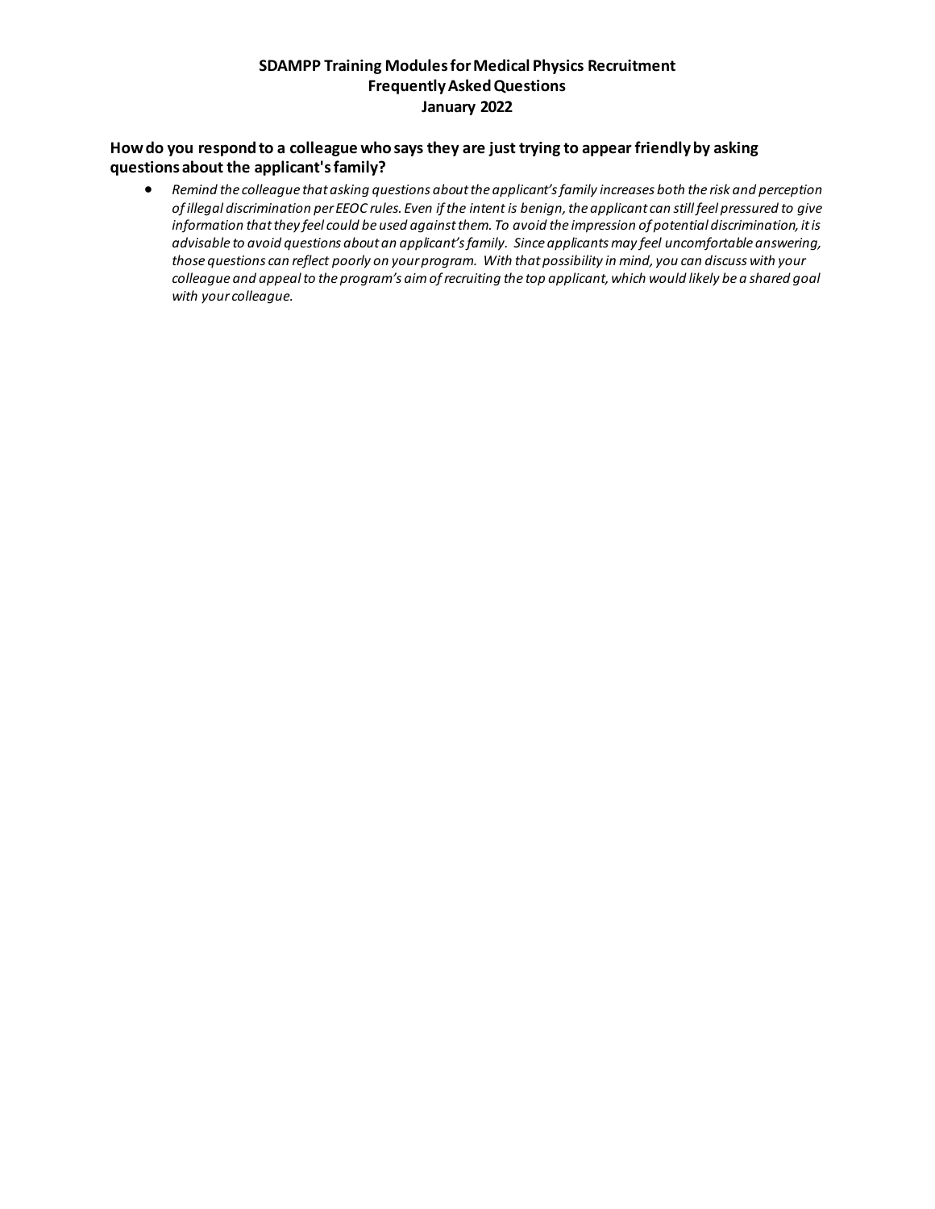**SDAMPP Training Modules for Medical Physics Recruitment**
**Frequently Asked Questions**
**January 2022**

### How do you respond to a colleague who says they are just trying to appear friendly by asking questions about the applicant's family?

- *Remind the colleague that asking questions about the applicant's family increases both the risk and perception of illegal discrimination per EEOC rules. Even if the intent is benign, the applicant can still feel pressured to give information that they feel could be used against them. To avoid the impression of potential discrimination, it is advisable to avoid questions about an applicant's family. Since applicants may feel uncomfortable answering, those questions can reflect poorly on your program. With that possibility in mind, you can discuss with your colleague and appeal to the program's aim of recruiting the top applicant, which would likely be a shared goal with your colleague.*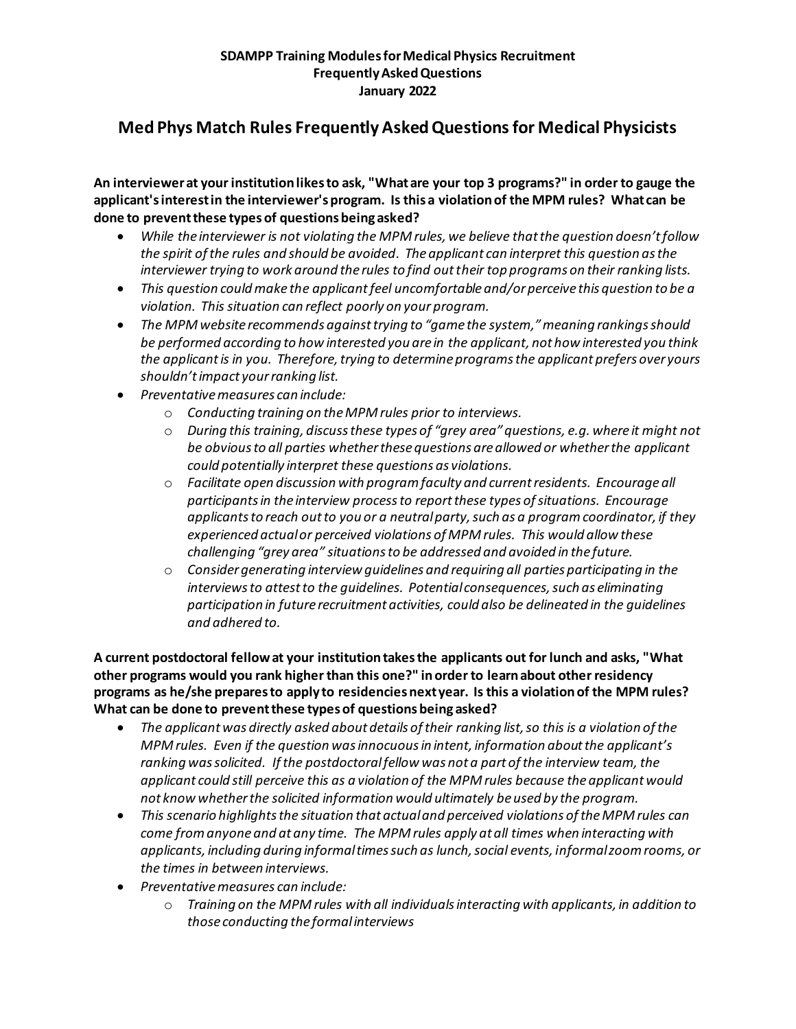**SDAMPP Training Modules for Medical Physics Recruitment**
**Frequently Asked Questions**
**January 2022**

# Med Phys Match Rules Frequently Asked Questions for Medical Physicists

**An interviewer at your institution likes to ask, "What are your top 3 programs?" in order to gauge the applicant's interest in the interviewer's program. Is this a violation of the MPM rules? What can be done to prevent these types of questions being asked?**

- *While the interviewer is not violating the MPM rules, we believe that the question doesn't follow the spirit of the rules and should be avoided. The applicant can interpret this question as the interviewer trying to work around the rules to find out their top programs on their ranking lists.*
- *This question could make the applicant feel uncomfortable and/or perceive this question to be a violation. This situation can reflect poorly on your program.*
- *The MPM website recommends against trying to "game the system," meaning rankings should be performed according to how interested you are in the applicant, not how interested you think the applicant is in you. Therefore, trying to determine programs the applicant prefers over yours shouldn't impact your ranking list.*
- *Preventative measures can include:*
  - *Conducting training on the MPM rules prior to interviews.*
  - *During this training, discuss these types of "grey area" questions, e.g. where it might not be obvious to all parties whether these questions are allowed or whether the applicant could potentially interpret these questions as violations.*
  - *Facilitate open discussion with program faculty and current residents. Encourage all participants in the interview process to report these types of situations. Encourage applicants to reach out to you or a neutral party, such as a program coordinator, if they experienced actual or perceived violations of MPM rules. This would allow these challenging "grey area" situations to be addressed and avoided in the future.*
  - *Consider generating interview guidelines and requiring all parties participating in the interviews to attest to the guidelines. Potential consequences, such as eliminating participation in future recruitment activities, could also be delineated in the guidelines and adhered to.*

**A current postdoctoral fellow at your institution takes the applicants out for lunch and asks, "What other programs would you rank higher than this one?" in order to learn about other residency programs as he/she prepares to apply to residencies next year. Is this a violation of the MPM rules? What can be done to prevent these types of questions being asked?**

- *The applicant was directly asked about details of their ranking list, so this is a violation of the MPM rules. Even if the question was innocuous in intent, information about the applicant's ranking was solicited. If the postdoctoral fellow was not a part of the interview team, the applicant could still perceive this as a violation of the MPM rules because the applicant would not know whether the solicited information would ultimately be used by the program.*
- *This scenario highlights the situation that actual and perceived violations of the MPM rules can come from anyone and at any time. The MPM rules apply at all times when interacting with applicants, including during informal times such as lunch, social events, informal zoom rooms, or the times in between interviews.*
- *Preventative measures can include:*
  - *Training on the MPM rules with all individuals interacting with applicants, in addition to those conducting the formal interviews*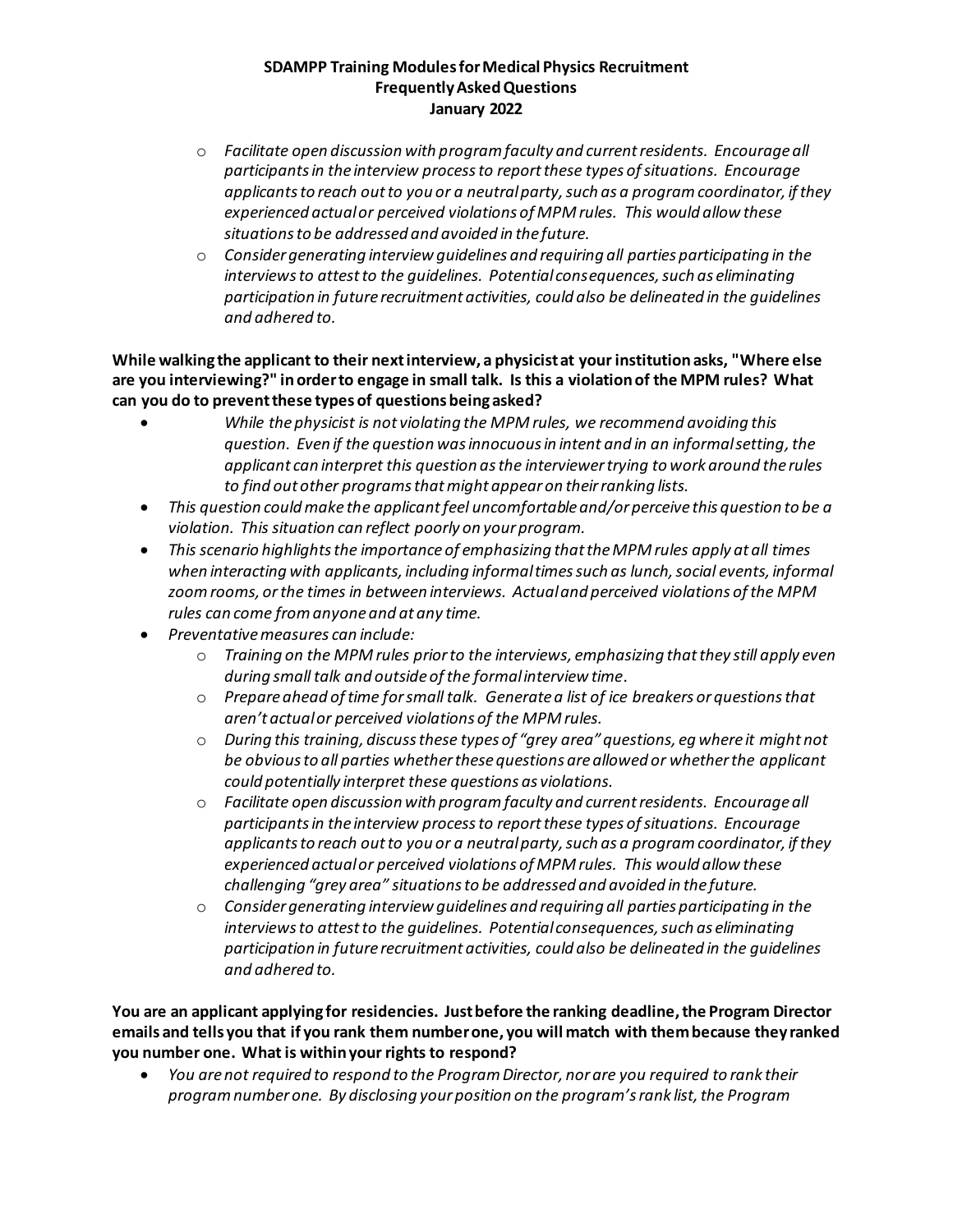- *Facilitate open discussion with program faculty and current residents. Encourage all participants in the interview process to report these types of situations. Encourage applicants to reach out to you or a neutral party, such as a program coordinator, if they experienced actual or perceived violations of MPM rules. This would allow these situations to be addressed and avoided in the future.*
- *Consider generating interview guidelines and requiring all parties participating in the interviews to attest to the guidelines. Potential consequences, such as eliminating participation in future recruitment activities, could also be delineated in the guidelines and adhered to.*

**While walking the applicant to their next interview, a physicist at your institution asks, "Where else are you interviewing?" in order to engage in small talk. Is this a violation of the MPM rules? What can you do to prevent these types of questions being asked?**

- *While the physicist is not violating the MPM rules, we recommend avoiding this question. Even if the question was innocuous in intent and in an informal setting, the applicant can interpret this question as the interviewer trying to work around the rules to find out other programs that might appear on their ranking lists.*
- *This question could make the applicant feel uncomfortable and/or perceive this question to be a violation. This situation can reflect poorly on your program.*
- *This scenario highlights the importance of emphasizing that the MPM rules apply at all times when interacting with applicants, including informal times such as lunch, social events, informal zoom rooms, or the times in between interviews. Actual and perceived violations of the MPM rules can come from anyone and at any time.*
- *Preventative measures can include:*
  - *Training on the MPM rules prior to the interviews, emphasizing that they still apply even during small talk and outside of the formal interview time.*
  - *Prepare ahead of time for small talk. Generate a list of ice breakers or questions that aren't actual or perceived violations of the MPM rules.*
  - *During this training, discuss these types of "grey area" questions, eg where it might not be obvious to all parties whether these questions are allowed or whether the applicant could potentially interpret these questions as violations.*
  - *Facilitate open discussion with program faculty and current residents. Encourage all participants in the interview process to report these types of situations. Encourage applicants to reach out to you or a neutral party, such as a program coordinator, if they experienced actual or perceived violations of MPM rules. This would allow these challenging "grey area" situations to be addressed and avoided in the future.*
  - *Consider generating interview guidelines and requiring all parties participating in the interviews to attest to the guidelines. Potential consequences, such as eliminating participation in future recruitment activities, could also be delineated in the guidelines and adhered to.*

**You are an applicant applying for residencies. Just before the ranking deadline, the Program Director emails and tells you that if you rank them number one, you will match with them because they ranked you number one. What is within your rights to respond?**

- *You are not required to respond to the Program Director, nor are you required to rank their program number one. By disclosing your position on the program's rank list, the Program*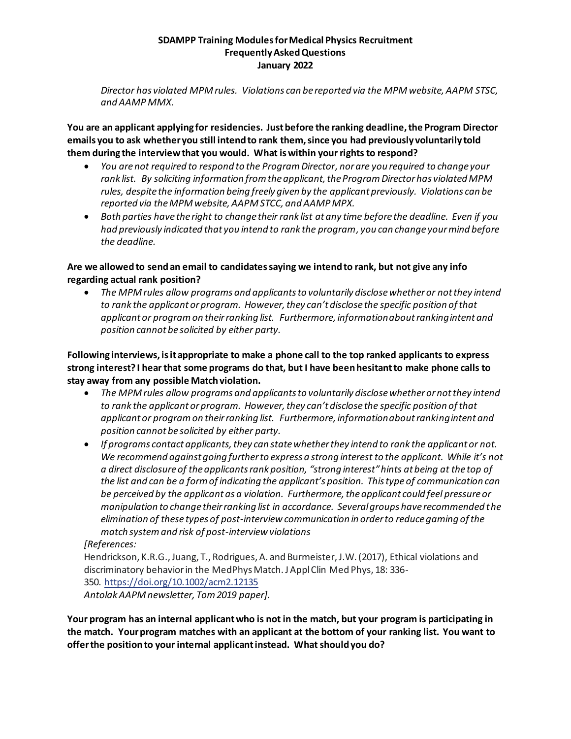*Director has violated MPM rules. Violations can be reported via the MPM website, AAPM STSC, and AAMP MMX.*

**You are an applicant applying for residencies. Just before the ranking deadline, the Program Director emails you to ask whether you still intend to rank them, since you had previously voluntarily told them during the interview that you would. What is within your rights to respond?**

- *You are not required to respond to the Program Director, nor are you required to change your rank list. By soliciting information from the applicant, the Program Director has violated MPM rules, despite the information being freely given by the applicant previously. Violations can be reported via the MPM website, AAPM STCC, and AAMP MPX.*
- *Both parties have the right to change their rank list at any time before the deadline. Even if you had previously indicated that you intend to rank the program, you can change your mind before the deadline.*

**Are we allowed to send an email to candidates saying we intend to rank, but not give any info regarding actual rank position?**

- *The MPM rules allow programs and applicants to voluntarily disclose whether or not they intend to rank the applicant or program. However, they can't disclose the specific position of that applicant or program on their ranking list. Furthermore, information about ranking intent and position cannot be solicited by either party.*

**Following interviews, is it appropriate to make a phone call to the top ranked applicants to express strong interest? I hear that some programs do that, but I have been hesitant to make phone calls to stay away from any possible Match violation.**

- *The MPM rules allow programs and applicants to voluntarily disclose whether or not they intend to rank the applicant or program. However, they can't disclose the specific position of that applicant or program on their ranking list. Furthermore, information about ranking intent and position cannot be solicited by either party.*
- *If programs contact applicants, they can state whether they intend to rank the applicant or not. We recommend against going further to express a strong interest to the applicant. While it's not a direct disclosure of the applicants rank position, "strong interest" hints at being at the top of the list and can be a form of indicating the applicant's position. This type of communication can be perceived by the applicant as a violation. Furthermore, the applicant could feel pressure or manipulation to change their ranking list in accordance. Several groups have recommended the elimination of these types of post-interview communication in order to reduce gaming of the match system and risk of post-interview violations*

*[References:*
Hendrickson, K.R.G., Juang, T., Rodrigues, A. and Burmeister, J.W. (2017), Ethical violations and discriminatory behavior in the MedPhys Match. J Appl Clin Med Phys, 18: 336-350. https://doi.org/10.1002/acm2.12135
*Antolak AAPM newsletter, Tom 2019 paper].*

**Your program has an internal applicant who is not in the match, but your program is participating in the match. Your program matches with an applicant at the bottom of your ranking list. You want to offer the position to your internal applicant instead. What should you do?**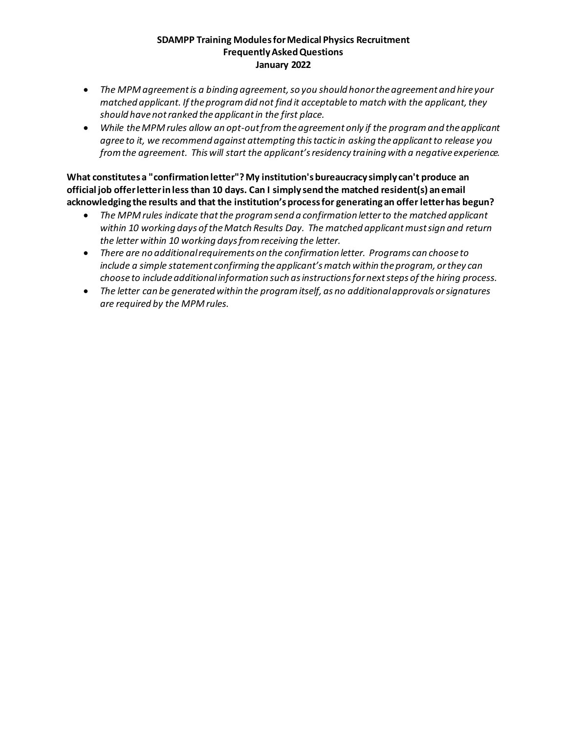- *The MPM agreement is a binding agreement, so you should honor the agreement and hire your matched applicant. If the program did not find it acceptable to match with the applicant, they should have not ranked the applicant in the first place.*
- *While the MPM rules allow an opt-out from the agreement only if the program and the applicant agree to it, we recommend against attempting this tactic in asking the applicant to release you from the agreement. This will start the applicant's residency training with a negative experience.*

**What constitutes a "confirmation letter"? My institution's bureaucracy simply can't produce an official job offer letter in less than 10 days. Can I simply send the matched resident(s) an email acknowledging the results and that the institution's process for generating an offer letter has begun?**

- *The MPM rules indicate that the program send a confirmation letter to the matched applicant within 10 working days of the Match Results Day. The matched applicant must sign and return the letter within 10 working days from receiving the letter.*
- *There are no additional requirements on the confirmation letter. Programs can choose to include a simple statement confirming the applicant's match within the program, or they can choose to include additional information such as instructions for next steps of the hiring process.*
- *The letter can be generated within the program itself, as no additional approvals or signatures are required by the MPM rules.*